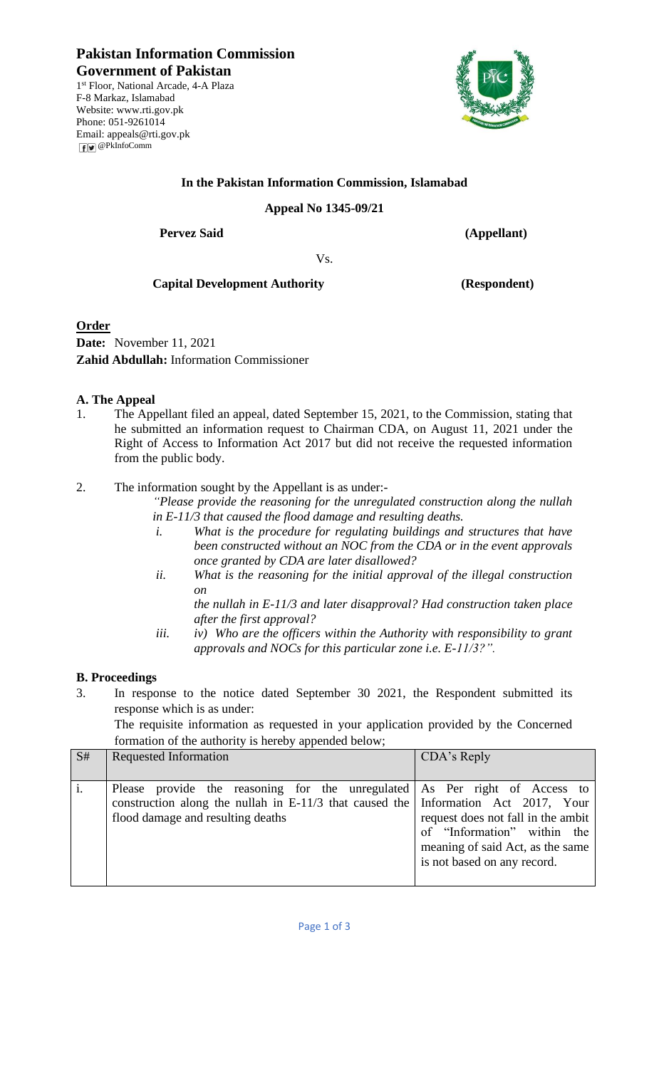# Pakistan Information Commission

**Government of Pakistan**

1st Floor, National Arcade, 4-A Plaza
F-8 Markaz, Islamabad
Website: www.rti.gov.pk
Phone: 051-9261014
Email: appeals@rti.gov.pk
@PkInfoComm

**In the Pakistan Information Commission, Islamabad**

**Appeal No 1345-09/21**

**Pervez Said** **(Appellant)**

Vs.

**Capital Development Authority** **(Respondent)**

## Order

**Date:** November 11, 2021
**Zahid Abdullah:** Information Commissioner

### A. The Appeal

1. The Appellant filed an appeal, dated September 15, 2021, to the Commission, stating that he submitted an information request to Chairman CDA, on August 11, 2021 under the Right of Access to Information Act 2017 but did not receive the requested information from the public body.

2. The information sought by the Appellant is as under:-

   *"Please provide the reasoning for the unregulated construction along the nullah in E-11/3 that caused the flood damage and resulting deaths.*
   
   *i. What is the procedure for regulating buildings and structures that have been constructed without an NOC from the CDA or in the event approvals once granted by CDA are later disallowed?*
   
   *ii. What is the reasoning for the initial approval of the illegal construction on the nullah in E-11/3 and later disapproval? Had construction taken place after the first approval?*
   
   *iii. iv) Who are the officers within the Authority with responsibility to grant approvals and NOCs for this particular zone i.e. E-11/3?".*

### B. Proceedings

3. In response to the notice dated September 30 2021, the Respondent submitted its response which is as under:

   The requisite information as requested in your application provided by the Concerned formation of the authority is hereby appended below;

| S# | Requested Information | CDA's Reply |
|---|---|---|
| i. | Please provide the reasoning for the unregulated construction along the nullah in E-11/3 that caused the flood damage and resulting deaths | As Per right of Access to Information Act 2017, Your request does not fall in the ambit of "Information" within the meaning of said Act, as the same is not based on any record. |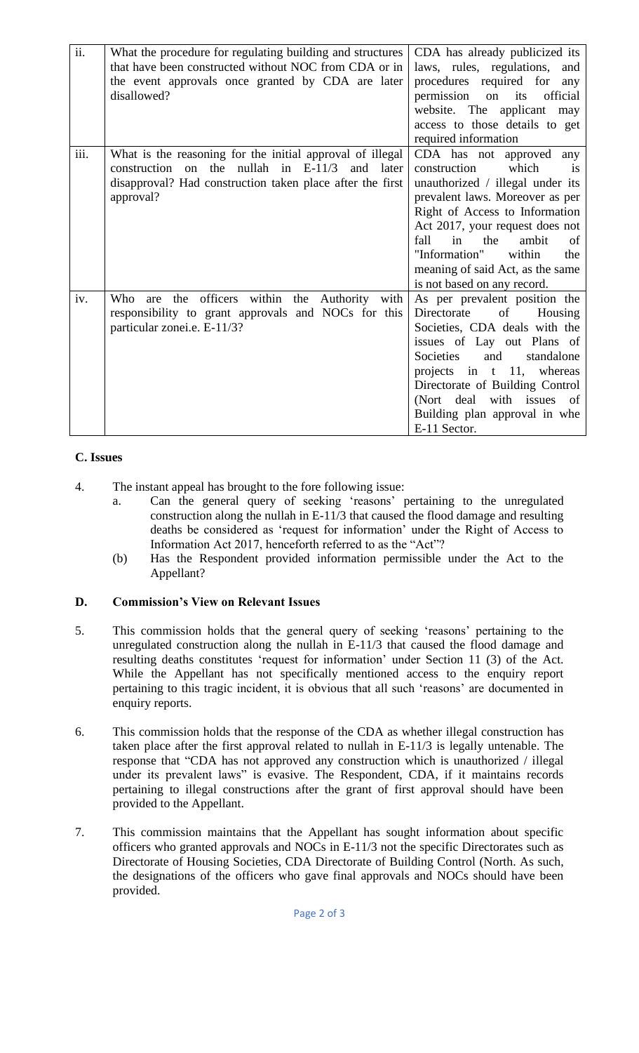| | | |
|---|---|---|
| ii. | What the procedure for regulating building and structures that have been constructed without NOC from CDA or in the event approvals once granted by CDA are later disallowed? | CDA has already publicized its laws, rules, regulations, and procedures required for any permission on its official website. The applicant may access to those details to get required information |
| iii. | What is the reasoning for the initial approval of illegal construction on the nullah in E-11/3 and later disapproval? Had construction taken place after the first approval? | CDA has not approved any construction which is unauthorized / illegal under its prevalent laws. Moreover as per Right of Access to Information Act 2017, your request does not fall in the ambit of "Information" within the meaning of said Act, as the same is not based on any record. |
| iv. | Who are the officers within the Authority with responsibility to grant approvals and NOCs for this particular zonei.e. E-11/3? | As per prevalent position the Directorate of Housing Societies, CDA deals with the issues of Lay out Plans of Societies and standalone projects in t 11, whereas Directorate of Building Control (Nort deal with issues of Building plan approval in whe E-11 Sector. |

### C. Issues

4. The instant appeal has brought to the fore following issue:
   a. Can the general query of seeking 'reasons' pertaining to the unregulated construction along the nullah in E-11/3 that caused the flood damage and resulting deaths be considered as 'request for information' under the Right of Access to Information Act 2017, henceforth referred to as the "Act"?
   (b) Has the Respondent provided information permissible under the Act to the Appellant?

### D. Commission's View on Relevant Issues

5. This commission holds that the general query of seeking 'reasons' pertaining to the unregulated construction along the nullah in E-11/3 that caused the flood damage and resulting deaths constitutes 'request for information' under Section 11 (3) of the Act. While the Appellant has not specifically mentioned access to the enquiry report pertaining to this tragic incident, it is obvious that all such 'reasons' are documented in enquiry reports.

6. This commission holds that the response of the CDA as whether illegal construction has taken place after the first approval related to nullah in E-11/3 is legally untenable. The response that "CDA has not approved any construction which is unauthorized / illegal under its prevalent laws" is evasive. The Respondent, CDA, if it maintains records pertaining to illegal constructions after the grant of first approval should have been provided to the Appellant.

7. This commission maintains that the Appellant has sought information about specific officers who granted approvals and NOCs in E-11/3 not the specific Directorates such as Directorate of Housing Societies, CDA Directorate of Building Control (North. As such, the designations of the officers who gave final approvals and NOCs should have been provided.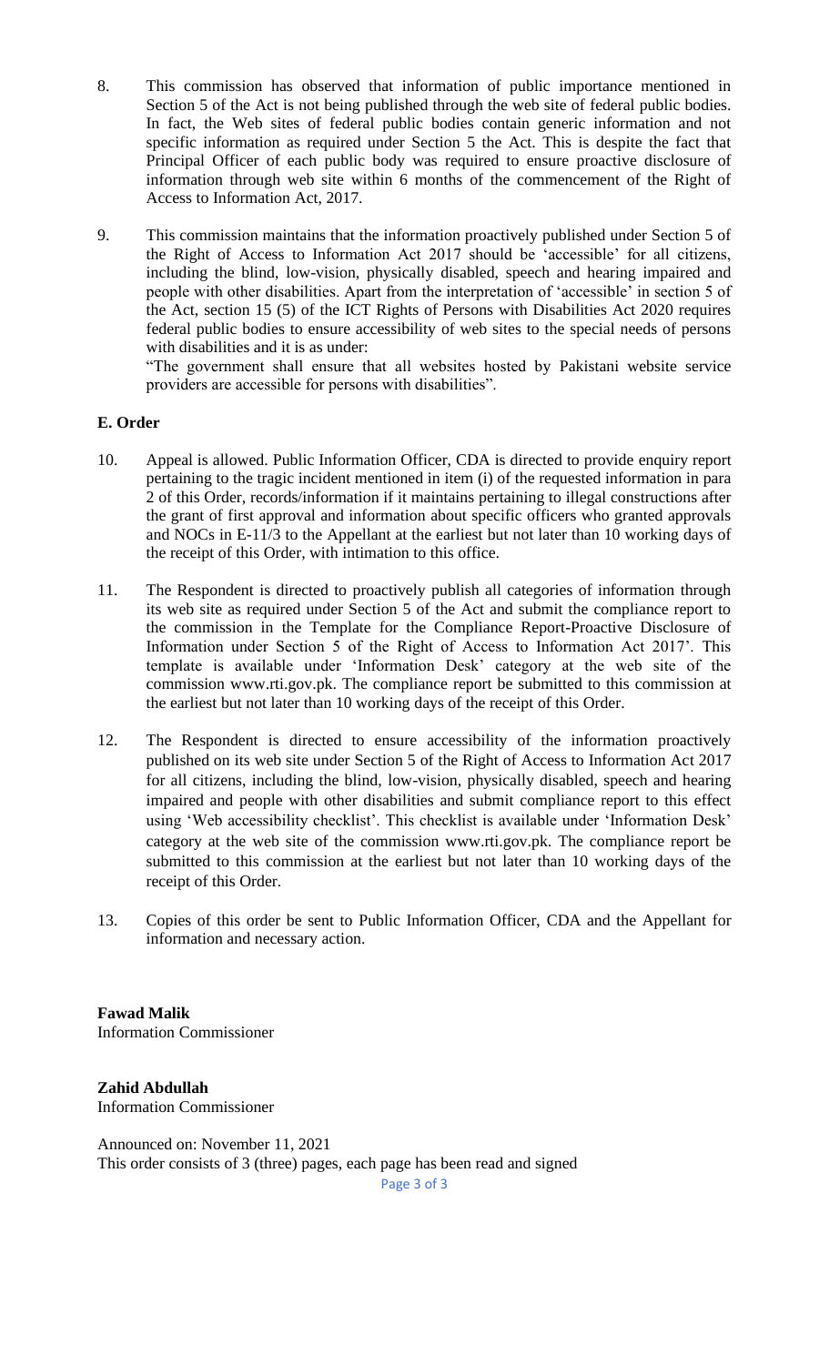8. This commission has observed that information of public importance mentioned in Section 5 of the Act is not being published through the web site of federal public bodies. In fact, the Web sites of federal public bodies contain generic information and not specific information as required under Section 5 the Act. This is despite the fact that Principal Officer of each public body was required to ensure proactive disclosure of information through web site within 6 months of the commencement of the Right of Access to Information Act, 2017.

9. This commission maintains that the information proactively published under Section 5 of the Right of Access to Information Act 2017 should be 'accessible' for all citizens, including the blind, low-vision, physically disabled, speech and hearing impaired and people with other disabilities. Apart from the interpretation of 'accessible' in section 5 of the Act, section 15 (5) of the ICT Rights of Persons with Disabilities Act 2020 requires federal public bodies to ensure accessibility of web sites to the special needs of persons with disabilities and it is as under:

   "The government shall ensure that all websites hosted by Pakistani website service providers are accessible for persons with disabilities".

**E. Order**

10. Appeal is allowed. Public Information Officer, CDA is directed to provide enquiry report pertaining to the tragic incident mentioned in item (i) of the requested information in para 2 of this Order, records/information if it maintains pertaining to illegal constructions after the grant of first approval and information about specific officers who granted approvals and NOCs in E-11/3 to the Appellant at the earliest but not later than 10 working days of the receipt of this Order, with intimation to this office.

11. The Respondent is directed to proactively publish all categories of information through its web site as required under Section 5 of the Act and submit the compliance report to the commission in the Template for the Compliance Report-Proactive Disclosure of Information under Section 5 of the Right of Access to Information Act 2017'. This template is available under 'Information Desk' category at the web site of the commission www.rti.gov.pk. The compliance report be submitted to this commission at the earliest but not later than 10 working days of the receipt of this Order.

12. The Respondent is directed to ensure accessibility of the information proactively published on its web site under Section 5 of the Right of Access to Information Act 2017 for all citizens, including the blind, low-vision, physically disabled, speech and hearing impaired and people with other disabilities and submit compliance report to this effect using 'Web accessibility checklist'. This checklist is available under 'Information Desk' category at the web site of the commission www.rti.gov.pk. The compliance report be submitted to this commission at the earliest but not later than 10 working days of the receipt of this Order.

13. Copies of this order be sent to Public Information Officer, CDA and the Appellant for information and necessary action.

**Fawad Malik**
Information Commissioner

**Zahid Abdullah**
Information Commissioner

Announced on: November 11, 2021
This order consists of 3 (three) pages, each page has been read and signed